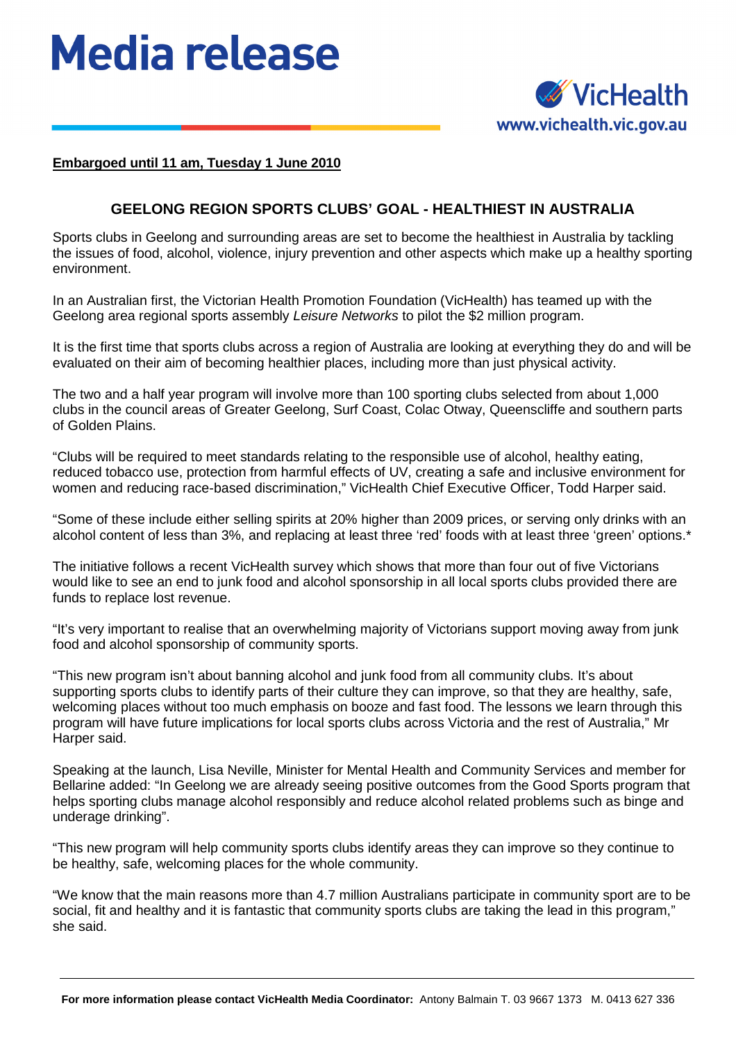# Media release

VicHealth
www.vichealth.vic.gov.au

**Embargoed until 11 am, Tuesday 1 June 2010**

## GEELONG REGION SPORTS CLUBS' GOAL - HEALTHIEST IN AUSTRALIA

Sports clubs in Geelong and surrounding areas are set to become the healthiest in Australia by tackling the issues of food, alcohol, violence, injury prevention and other aspects which make up a healthy sporting environment.

In an Australian first, the Victorian Health Promotion Foundation (VicHealth) has teamed up with the Geelong area regional sports assembly *Leisure Networks* to pilot the $2 million program.

It is the first time that sports clubs across a region of Australia are looking at everything they do and will be evaluated on their aim of becoming healthier places, including more than just physical activity.

The two and a half year program will involve more than 100 sporting clubs selected from about 1,000 clubs in the council areas of Greater Geelong, Surf Coast, Colac Otway, Queenscliffe and southern parts of Golden Plains.

"Clubs will be required to meet standards relating to the responsible use of alcohol, healthy eating, reduced tobacco use, protection from harmful effects of UV, creating a safe and inclusive environment for women and reducing race-based discrimination," VicHealth Chief Executive Officer, Todd Harper said.

"Some of these include either selling spirits at 20% higher than 2009 prices, or serving only drinks with an alcohol content of less than 3%, and replacing at least three 'red' foods with at least three 'green' options.*

The initiative follows a recent VicHealth survey which shows that more than four out of five Victorians would like to see an end to junk food and alcohol sponsorship in all local sports clubs provided there are funds to replace lost revenue.

"It's very important to realise that an overwhelming majority of Victorians support moving away from junk food and alcohol sponsorship of community sports.

"This new program isn't about banning alcohol and junk food from all community clubs. It's about supporting sports clubs to identify parts of their culture they can improve, so that they are healthy, safe, welcoming places without too much emphasis on booze and fast food. The lessons we learn through this program will have future implications for local sports clubs across Victoria and the rest of Australia," Mr Harper said.

Speaking at the launch, Lisa Neville, Minister for Mental Health and Community Services and member for Bellarine added: "In Geelong we are already seeing positive outcomes from the Good Sports program that helps sporting clubs manage alcohol responsibly and reduce alcohol related problems such as binge and underage drinking".

"This new program will help community sports clubs identify areas they can improve so they continue to be healthy, safe, welcoming places for the whole community.

"We know that the main reasons more than 4.7 million Australians participate in community sport are to be social, fit and healthy and it is fantastic that community sports clubs are taking the lead in this program," she said.

**For more information please contact VicHealth Media Coordinator:** Antony Balmain T. 03 9667 1373 M. 0413 627 336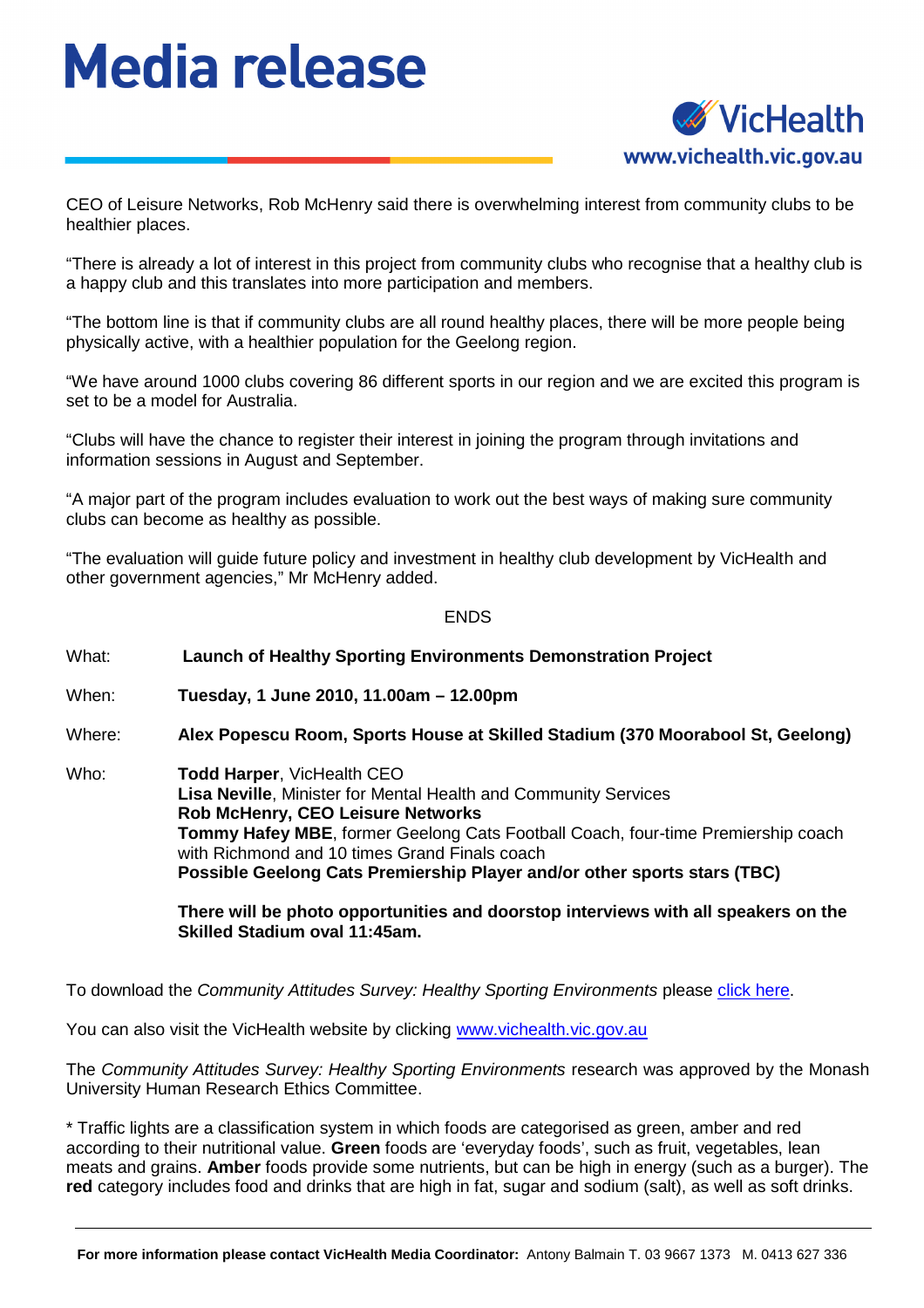# Media release

CEO of Leisure Networks, Rob McHenry said there is overwhelming interest from community clubs to be healthier places.

"There is already a lot of interest in this project from community clubs who recognise that a healthy club is a happy club and this translates into more participation and members.

"The bottom line is that if community clubs are all round healthy places, there will be more people being physically active, with a healthier population for the Geelong region.

"We have around 1000 clubs covering 86 different sports in our region and we are excited this program is set to be a model for Australia.

"Clubs will have the chance to register their interest in joining the program through invitations and information sessions in August and September.

"A major part of the program includes evaluation to work out the best ways of making sure community clubs can become as healthy as possible.

"The evaluation will guide future policy and investment in healthy club development by VicHealth and other government agencies," Mr McHenry added.

ENDS

What: **Launch of Healthy Sporting Environments Demonstration Project**

When: **Tuesday, 1 June 2010, 11.00am – 12.00pm**

Where: **Alex Popescu Room, Sports House at Skilled Stadium (370 Moorabool St, Geelong)**

Who:
**Todd Harper**, VicHealth CEO
**Lisa Neville**, Minister for Mental Health and Community Services
**Rob McHenry, CEO Leisure Networks**
**Tommy Hafey MBE**, former Geelong Cats Football Coach, four-time Premiership coach with Richmond and 10 times Grand Finals coach
**Possible Geelong Cats Premiership Player and/or other sports stars (TBC)**

**There will be photo opportunities and doorstop interviews with all speakers on the Skilled Stadium oval 11:45am.**

To download the *Community Attitudes Survey: Healthy Sporting Environments* please click here.

You can also visit the VicHealth website by clicking www.vichealth.vic.gov.au

The *Community Attitudes Survey: Healthy Sporting Environments* research was approved by the Monash University Human Research Ethics Committee.

* Traffic lights are a classification system in which foods are categorised as green, amber and red according to their nutritional value. **Green** foods are 'everyday foods', such as fruit, vegetables, lean meats and grains. **Amber** foods provide some nutrients, but can be high in energy (such as a burger). The **red** category includes food and drinks that are high in fat, sugar and sodium (salt), as well as soft drinks.

**For more information please contact VicHealth Media Coordinator:** Antony Balmain T. 03 9667 1373 M. 0413 627 336